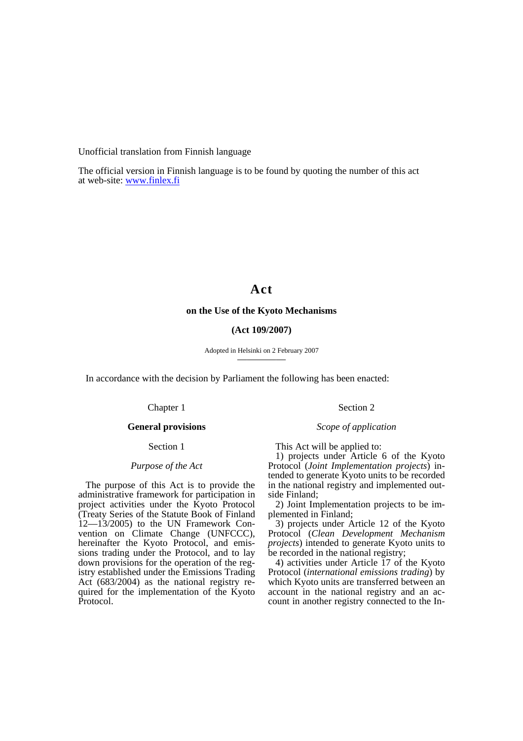Unofficial translation from Finnish language

The official version in Finnish language is to be found by quoting the number of this act at web-site: [www.finlex.fi](http://www.finlex.fi)

# Act

## on the Use of the Kyoto Mechanisms

## (Act 109/2007)

Adopted in Helsinki on 2 February 2007

In accordance with the decision by Parliament the following has been enacted:

Chapter 1

**General provisions**

Section 1

*Purpose of the Act*

The purpose of this Act is to provide the administrative framework for participation in project activities under the Kyoto Protocol (Treaty Series of the Statute Book of Finland 12—13/2005) to the UN Framework Convention on Climate Change (UNFCCC), hereinafter the Kyoto Protocol, and emissions trading under the Protocol, and to lay down provisions for the operation of the registry established under the Emissions Trading Act (683/2004) as the national registry required for the implementation of the Kyoto Protocol.

Section 2

*Scope of application*

This Act will be applied to:

1) projects under Article 6 of the Kyoto Protocol (*Joint Implementation projects*) intended to generate Kyoto units to be recorded in the national registry and implemented outside Finland;

2) Joint Implementation projects to be implemented in Finland;

3) projects under Article 12 of the Kyoto Protocol (*Clean Development Mechanism projects*) intended to generate Kyoto units to be recorded in the national registry;

4) activities under Article 17 of the Kyoto Protocol (*international emissions trading*) by which Kyoto units are transferred between an account in the national registry and an account in another registry connected to the In-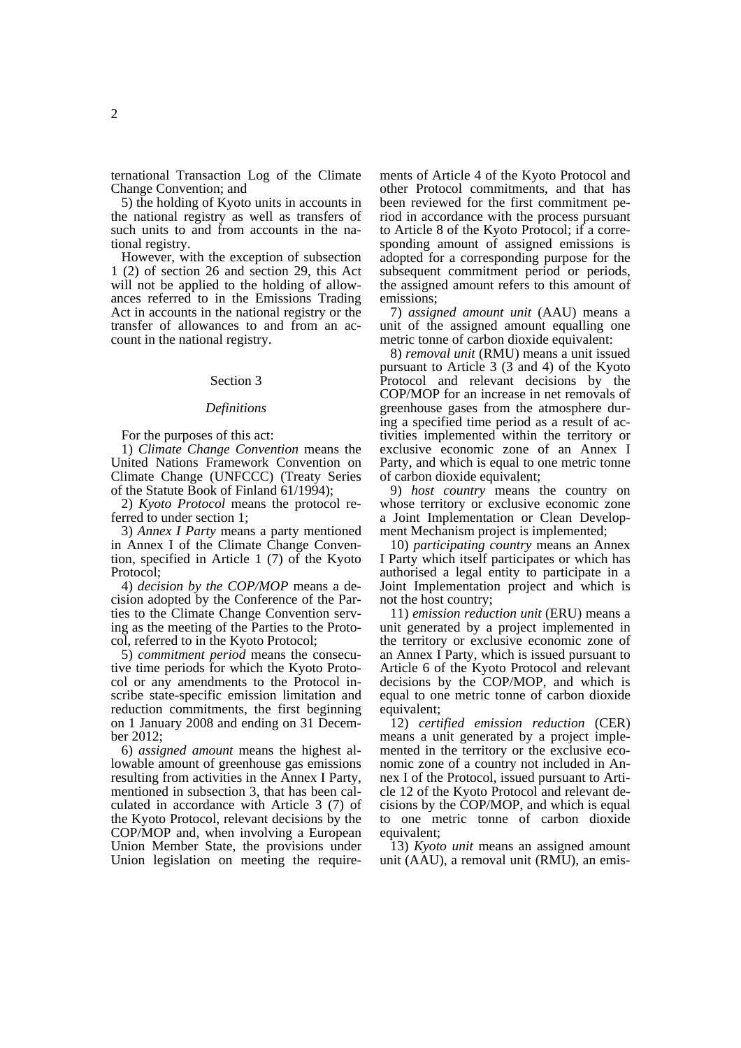ternational Transaction Log of the Climate Change Convention; and

5) the holding of Kyoto units in accounts in the national registry as well as transfers of such units to and from accounts in the national registry.

However, with the exception of subsection 1 (2) of section 26 and section 29, this Act will not be applied to the holding of allowances referred to in the Emissions Trading Act in accounts in the national registry or the transfer of allowances to and from an account in the national registry.

Section 3

*Definitions*

For the purposes of this act:

1) *Climate Change Convention* means the United Nations Framework Convention on Climate Change (UNFCCC) (Treaty Series of the Statute Book of Finland 61/1994);

2) *Kyoto Protocol* means the protocol referred to under section 1;

3) *Annex I Party* means a party mentioned in Annex I of the Climate Change Convention, specified in Article 1 (7) of the Kyoto Protocol;

4) *decision by the COP/MOP* means a decision adopted by the Conference of the Parties to the Climate Change Convention serving as the meeting of the Parties to the Protocol, referred to in the Kyoto Protocol;

5) *commitment period* means the consecutive time periods for which the Kyoto Protocol or any amendments to the Protocol inscribe state-specific emission limitation and reduction commitments, the first beginning on 1 January 2008 and ending on 31 December 2012;

6) *assigned amount* means the highest allowable amount of greenhouse gas emissions resulting from activities in the Annex I Party, mentioned in subsection 3, that has been calculated in accordance with Article 3 (7) of the Kyoto Protocol, relevant decisions by the COP/MOP and, when involving a European Union Member State, the provisions under Union legislation on meeting the requirements of Article 4 of the Kyoto Protocol and other Protocol commitments, and that has been reviewed for the first commitment period in accordance with the process pursuant to Article 8 of the Kyoto Protocol; if a corresponding amount of assigned emissions is adopted for a corresponding purpose for the subsequent commitment period or periods, the assigned amount refers to this amount of emissions;

7) *assigned amount unit* (AAU) means a unit of the assigned amount equalling one metric tonne of carbon dioxide equivalent:

8) *removal unit* (RMU) means a unit issued pursuant to Article 3 (3 and 4) of the Kyoto Protocol and relevant decisions by the COP/MOP for an increase in net removals of greenhouse gases from the atmosphere during a specified time period as a result of activities implemented within the territory or exclusive economic zone of an Annex I Party, and which is equal to one metric tonne of carbon dioxide equivalent;

9) *host country* means the country on whose territory or exclusive economic zone a Joint Implementation or Clean Development Mechanism project is implemented;

10) *participating country* means an Annex I Party which itself participates or which has authorised a legal entity to participate in a Joint Implementation project and which is not the host country;

11) *emission reduction unit* (ERU) means a unit generated by a project implemented in the territory or exclusive economic zone of an Annex I Party, which is issued pursuant to Article 6 of the Kyoto Protocol and relevant decisions by the COP/MOP, and which is equal to one metric tonne of carbon dioxide equivalent;

12) *certified emission reduction* (CER) means a unit generated by a project implemented in the territory or the exclusive economic zone of a country not included in Annex I of the Protocol, issued pursuant to Article 12 of the Kyoto Protocol and relevant decisions by the COP/MOP, and which is equal to one metric tonne of carbon dioxide equivalent;

13) *Kyoto unit* means an assigned amount unit (AAU), a removal unit (RMU), an emis-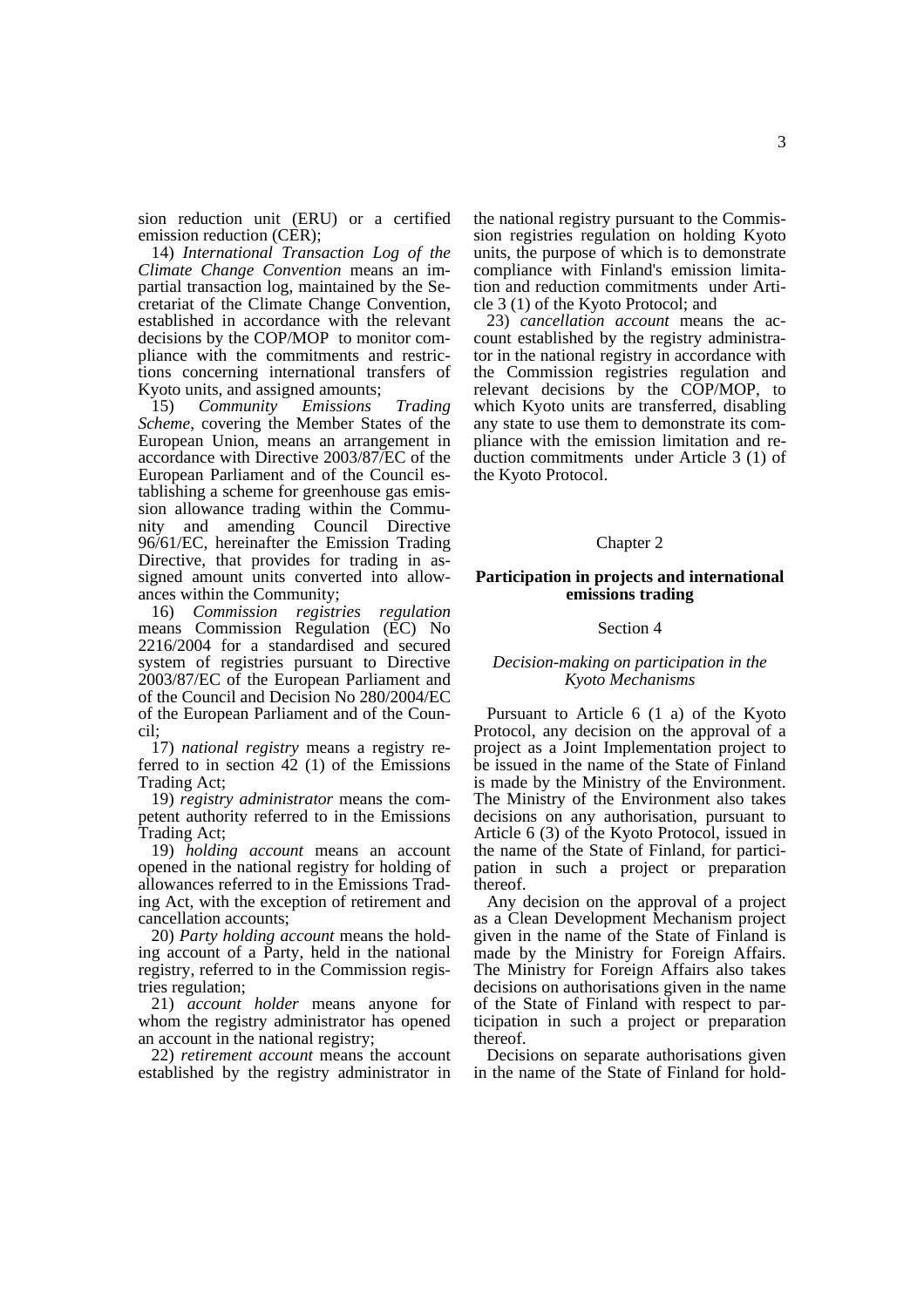sion reduction unit (ERU) or a certified emission reduction (CER);

14) *International Transaction Log of the Climate Change Convention* means an impartial transaction log, maintained by the Secretariat of the Climate Change Convention, established in accordance with the relevant decisions by the COP/MOP to monitor compliance with the commitments and restrictions concerning international transfers of Kyoto units, and assigned amounts;

15) *Community Emissions Trading Scheme*, covering the Member States of the European Union, means an arrangement in accordance with Directive 2003/87/EC of the European Parliament and of the Council establishing a scheme for greenhouse gas emission allowance trading within the Community and amending Council Directive 96/61/EC, hereinafter the Emission Trading Directive, that provides for trading in assigned amount units converted into allowances within the Community;

16) *Commission registries regulation* means Commission Regulation (EC) No 2216/2004 for a standardised and secured system of registries pursuant to Directive 2003/87/EC of the European Parliament and of the Council and Decision No 280/2004/EC of the European Parliament and of the Council;

17) *national registry* means a registry referred to in section 42 (1) of the Emissions Trading Act;

19) *registry administrator* means the competent authority referred to in the Emissions Trading Act;

19) *holding account* means an account opened in the national registry for holding of allowances referred to in the Emissions Trading Act, with the exception of retirement and cancellation accounts;

20) *Party holding account* means the holding account of a Party, held in the national registry, referred to in the Commission registries regulation;

21) *account holder* means anyone for whom the registry administrator has opened an account in the national registry;

22) *retirement account* means the account established by the registry administrator in the national registry pursuant to the Commission registries regulation on holding Kyoto units, the purpose of which is to demonstrate compliance with Finland's emission limitation and reduction commitments under Article 3 (1) of the Kyoto Protocol; and

23) *cancellation account* means the account established by the registry administrator in the national registry in accordance with the Commission registries regulation and relevant decisions by the COP/MOP, to which Kyoto units are transferred, disabling any state to use them to demonstrate its compliance with the emission limitation and reduction commitments under Article 3 (1) of the Kyoto Protocol.

## Chapter 2

## Participation in projects and international emissions trading

### Section 4

*Decision-making on participation in the Kyoto Mechanisms*

Pursuant to Article 6 (1 a) of the Kyoto Protocol, any decision on the approval of a project as a Joint Implementation project to be issued in the name of the State of Finland is made by the Ministry of the Environment. The Ministry of the Environment also takes decisions on any authorisation, pursuant to Article 6 (3) of the Kyoto Protocol, issued in the name of the State of Finland, for participation in such a project or preparation thereof.

Any decision on the approval of a project as a Clean Development Mechanism project given in the name of the State of Finland is made by the Ministry for Foreign Affairs. The Ministry for Foreign Affairs also takes decisions on authorisations given in the name of the State of Finland with respect to participation in such a project or preparation thereof.

Decisions on separate authorisations given in the name of the State of Finland for hold-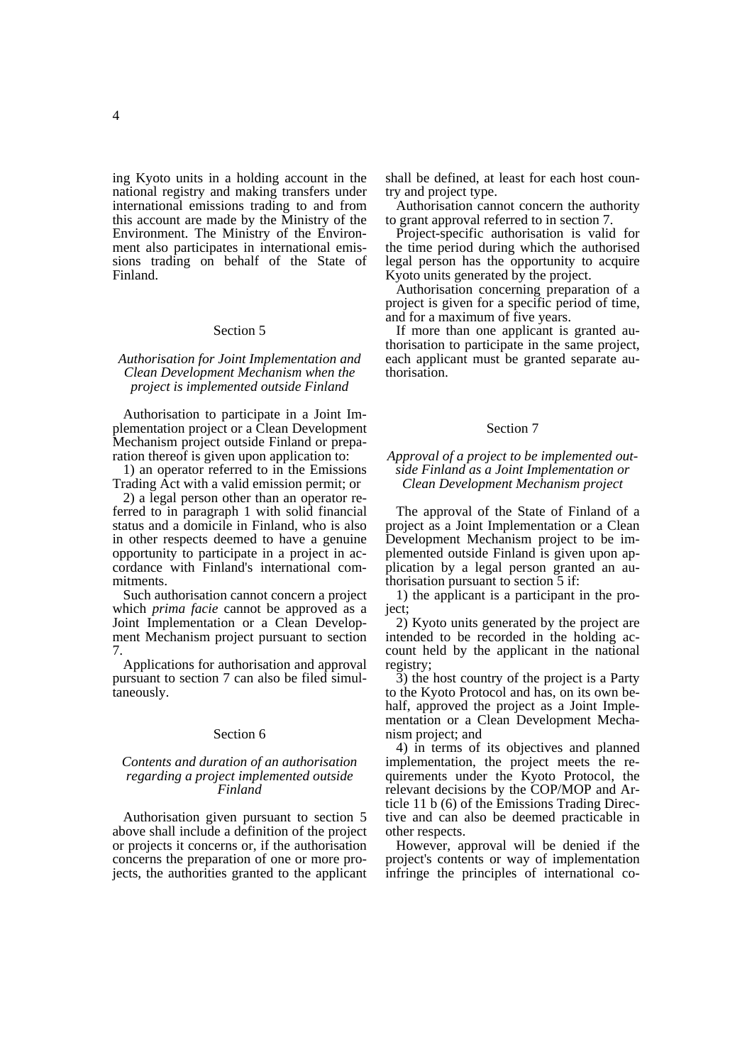ing Kyoto units in a holding account in the national registry and making transfers under international emissions trading to and from this account are made by the Ministry of the Environment. The Ministry of the Environment also participates in international emissions trading on behalf of the State of Finland.

Section 5

*Authorisation for Joint Implementation and Clean Development Mechanism when the project is implemented outside Finland*

Authorisation to participate in a Joint Implementation project or a Clean Development Mechanism project outside Finland or preparation thereof is given upon application to:

1) an operator referred to in the Emissions Trading Act with a valid emission permit; or

2) a legal person other than an operator referred to in paragraph 1 with solid financial status and a domicile in Finland, who is also in other respects deemed to have a genuine opportunity to participate in a project in accordance with Finland's international commitments.

Such authorisation cannot concern a project which *prima facie* cannot be approved as a Joint Implementation or a Clean Development Mechanism project pursuant to section 7.

Applications for authorisation and approval pursuant to section 7 can also be filed simultaneously.

Section 6

*Contents and duration of an authorisation regarding a project implemented outside Finland*

Authorisation given pursuant to section 5 above shall include a definition of the project or projects it concerns or, if the authorisation concerns the preparation of one or more projects, the authorities granted to the applicant shall be defined, at least for each host country and project type.

Authorisation cannot concern the authority to grant approval referred to in section 7.

Project-specific authorisation is valid for the time period during which the authorised legal person has the opportunity to acquire Kyoto units generated by the project.

Authorisation concerning preparation of a project is given for a specific period of time, and for a maximum of five years.

If more than one applicant is granted authorisation to participate in the same project, each applicant must be granted separate authorisation.

Section 7

*Approval of a project to be implemented outside Finland as a Joint Implementation or Clean Development Mechanism project*

The approval of the State of Finland of a project as a Joint Implementation or a Clean Development Mechanism project to be implemented outside Finland is given upon application by a legal person granted an authorisation pursuant to section 5 if:

1) the applicant is a participant in the project;

2) Kyoto units generated by the project are intended to be recorded in the holding account held by the applicant in the national registry;

3) the host country of the project is a Party to the Kyoto Protocol and has, on its own behalf, approved the project as a Joint Implementation or a Clean Development Mechanism project; and

4) in terms of its objectives and planned implementation, the project meets the requirements under the Kyoto Protocol, the relevant decisions by the COP/MOP and Article 11 b (6) of the Emissions Trading Directive and can also be deemed practicable in other respects.

However, approval will be denied if the project's contents or way of implementation infringe the principles of international co-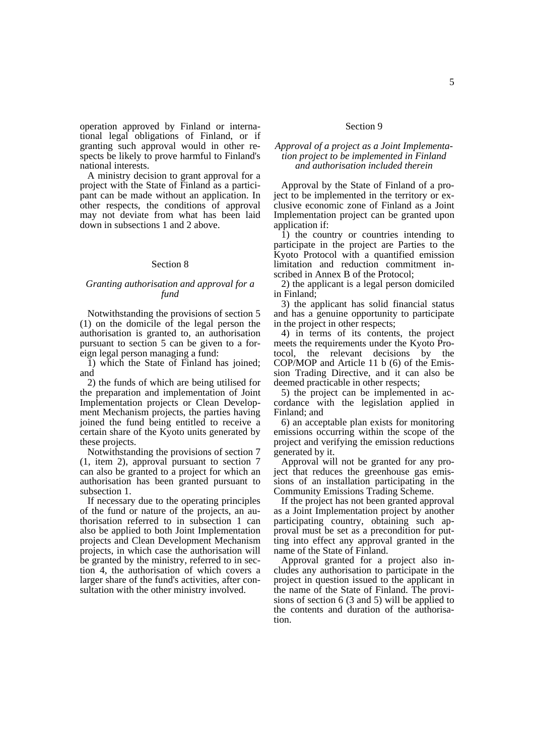operation approved by Finland or international legal obligations of Finland, or if granting such approval would in other respects be likely to prove harmful to Finland's national interests.

A ministry decision to grant approval for a project with the State of Finland as a participant can be made without an application. In other respects, the conditions of approval may not deviate from what has been laid down in subsections 1 and 2 above.

## Section 8

### *Granting authorisation and approval for a fund*

Notwithstanding the provisions of section 5 (1) on the domicile of the legal person the authorisation is granted to, an authorisation pursuant to section 5 can be given to a foreign legal person managing a fund:

1) which the State of Finland has joined; and

2) the funds of which are being utilised for the preparation and implementation of Joint Implementation projects or Clean Development Mechanism projects, the parties having joined the fund being entitled to receive a certain share of the Kyoto units generated by these projects.

Notwithstanding the provisions of section 7 (1, item 2), approval pursuant to section 7 can also be granted to a project for which an authorisation has been granted pursuant to subsection 1.

If necessary due to the operating principles of the fund or nature of the projects, an authorisation referred to in subsection 1 can also be applied to both Joint Implementation projects and Clean Development Mechanism projects, in which case the authorisation will be granted by the ministry, referred to in section 4, the authorisation of which covers a larger share of the fund's activities, after consultation with the other ministry involved.

## Section 9

### *Approval of a project as a Joint Implementation project to be implemented in Finland and authorisation included therein*

Approval by the State of Finland of a project to be implemented in the territory or exclusive economic zone of Finland as a Joint Implementation project can be granted upon application if:

1) the country or countries intending to participate in the project are Parties to the Kyoto Protocol with a quantified emission limitation and reduction commitment inscribed in Annex B of the Protocol;

2) the applicant is a legal person domiciled in Finland;

3) the applicant has solid financial status and has a genuine opportunity to participate in the project in other respects;

4) in terms of its contents, the project meets the requirements under the Kyoto Protocol, the relevant decisions by the COP/MOP and Article 11 b (6) of the Emission Trading Directive, and it can also be deemed practicable in other respects;

5) the project can be implemented in accordance with the legislation applied in Finland; and

6) an acceptable plan exists for monitoring emissions occurring within the scope of the project and verifying the emission reductions generated by it.

Approval will not be granted for any project that reduces the greenhouse gas emissions of an installation participating in the Community Emissions Trading Scheme.

If the project has not been granted approval as a Joint Implementation project by another participating country, obtaining such approval must be set as a precondition for putting into effect any approval granted in the name of the State of Finland.

Approval granted for a project also includes any authorisation to participate in the project in question issued to the applicant in the name of the State of Finland. The provisions of section 6 (3 and 5) will be applied to the contents and duration of the authorisation.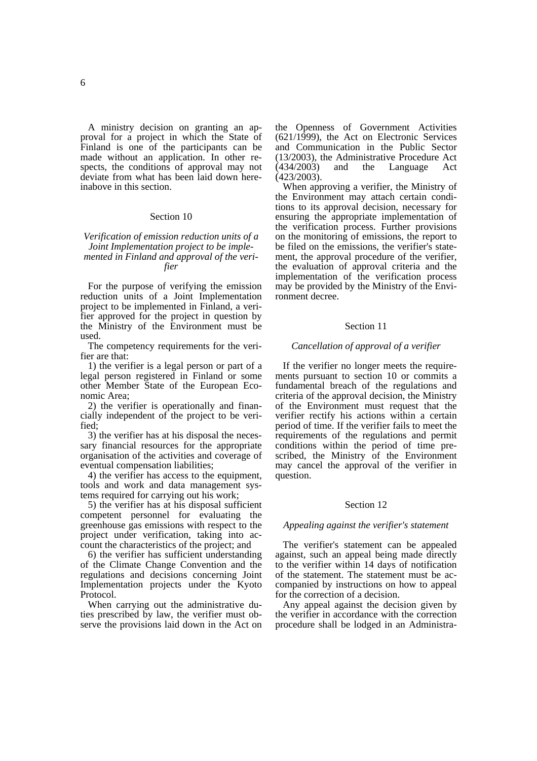A ministry decision on granting an approval for a project in which the State of Finland is one of the participants can be made without an application. In other respects, the conditions of approval may not deviate from what has been laid down hereinabove in this section.

## Section 10

### *Verification of emission reduction units of a Joint Implementation project to be implemented in Finland and approval of the verifier*

For the purpose of verifying the emission reduction units of a Joint Implementation project to be implemented in Finland, a verifier approved for the project in question by the Ministry of the Environment must be used.

The competency requirements for the verifier are that:

1) the verifier is a legal person or part of a legal person registered in Finland or some other Member State of the European Economic Area;

2) the verifier is operationally and financially independent of the project to be verified;

3) the verifier has at his disposal the necessary financial resources for the appropriate organisation of the activities and coverage of eventual compensation liabilities;

4) the verifier has access to the equipment, tools and work and data management systems required for carrying out his work;

5) the verifier has at his disposal sufficient competent personnel for evaluating the greenhouse gas emissions with respect to the project under verification, taking into account the characteristics of the project; and

6) the verifier has sufficient understanding of the Climate Change Convention and the regulations and decisions concerning Joint Implementation projects under the Kyoto Protocol.

When carrying out the administrative duties prescribed by law, the verifier must observe the provisions laid down in the Act on the Openness of Government Activities (621/1999), the Act on Electronic Services and Communication in the Public Sector (13/2003), the Administrative Procedure Act (434/2003) and the Language Act (423/2003).

When approving a verifier, the Ministry of the Environment may attach certain conditions to its approval decision, necessary for ensuring the appropriate implementation of the verification process. Further provisions on the monitoring of emissions, the report to be filed on the emissions, the verifier's statement, the approval procedure of the verifier, the evaluation of approval criteria and the implementation of the verification process may be provided by the Ministry of the Environment decree.

## Section 11

### *Cancellation of approval of a verifier*

If the verifier no longer meets the requirements pursuant to section 10 or commits a fundamental breach of the regulations and criteria of the approval decision, the Ministry of the Environment must request that the verifier rectify his actions within a certain period of time. If the verifier fails to meet the requirements of the regulations and permit conditions within the period of time prescribed, the Ministry of the Environment may cancel the approval of the verifier in question.

## Section 12

### *Appealing against the verifier's statement*

The verifier's statement can be appealed against, such an appeal being made directly to the verifier within 14 days of notification of the statement. The statement must be accompanied by instructions on how to appeal for the correction of a decision.

Any appeal against the decision given by the verifier in accordance with the correction procedure shall be lodged in an Administra-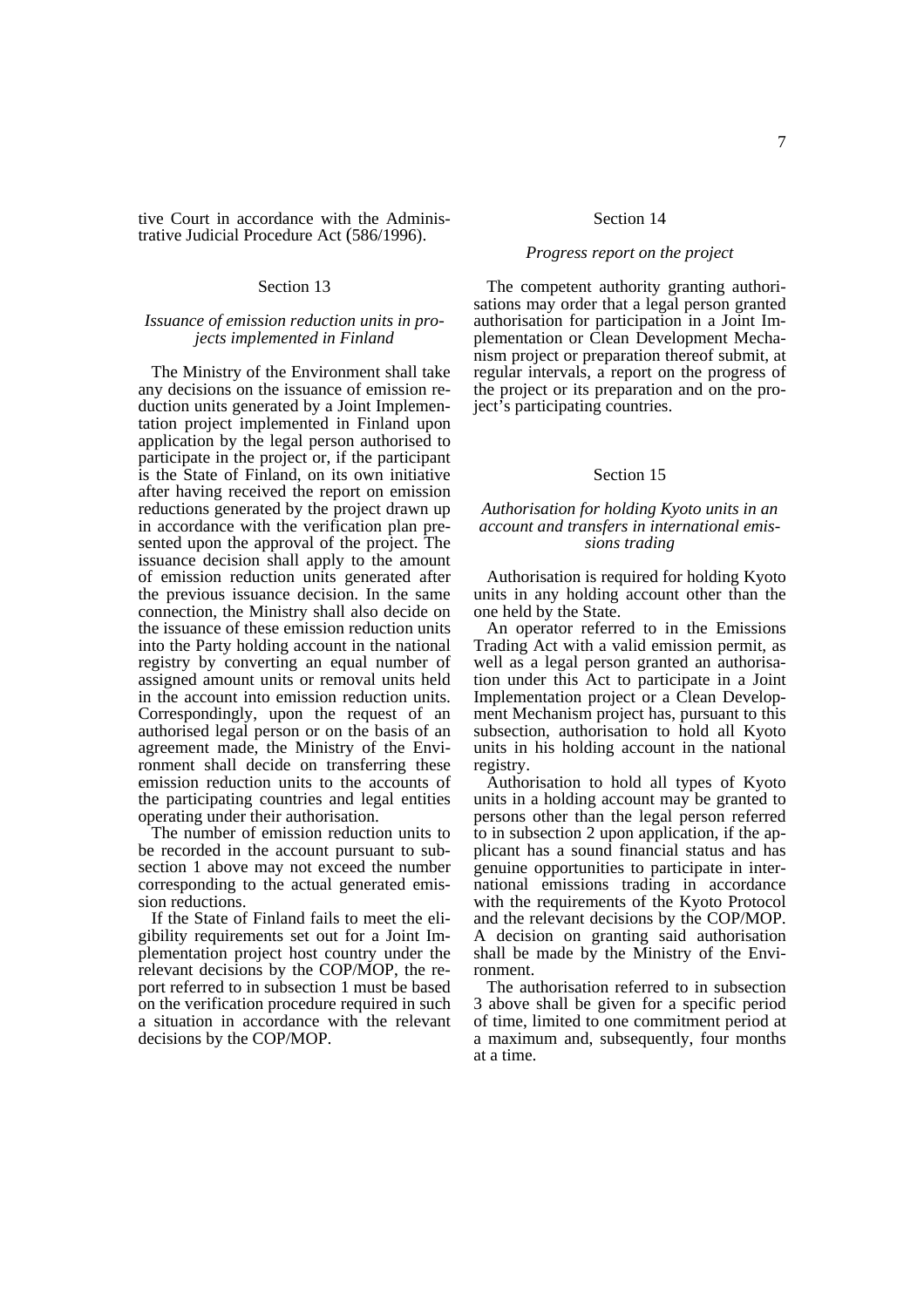tive Court in accordance with the Administrative Judicial Procedure Act (586/1996).

Section 13

*Issuance of emission reduction units in projects implemented in Finland*

The Ministry of the Environment shall take any decisions on the issuance of emission reduction units generated by a Joint Implementation project implemented in Finland upon application by the legal person authorised to participate in the project or, if the participant is the State of Finland, on its own initiative after having received the report on emission reductions generated by the project drawn up in accordance with the verification plan presented upon the approval of the project. The issuance decision shall apply to the amount of emission reduction units generated after the previous issuance decision. In the same connection, the Ministry shall also decide on the issuance of these emission reduction units into the Party holding account in the national registry by converting an equal number of assigned amount units or removal units held in the account into emission reduction units. Correspondingly, upon the request of an authorised legal person or on the basis of an agreement made, the Ministry of the Environment shall decide on transferring these emission reduction units to the accounts of the participating countries and legal entities operating under their authorisation.

The number of emission reduction units to be recorded in the account pursuant to subsection 1 above may not exceed the number corresponding to the actual generated emission reductions.

If the State of Finland fails to meet the eligibility requirements set out for a Joint Implementation project host country under the relevant decisions by the COP/MOP, the report referred to in subsection 1 must be based on the verification procedure required in such a situation in accordance with the relevant decisions by the COP/MOP.

Section 14

*Progress report on the project*

The competent authority granting authorisations may order that a legal person granted authorisation for participation in a Joint Implementation or Clean Development Mechanism project or preparation thereof submit, at regular intervals, a report on the progress of the project or its preparation and on the project's participating countries.

Section 15

*Authorisation for holding Kyoto units in an account and transfers in international emissions trading*

Authorisation is required for holding Kyoto units in any holding account other than the one held by the State.

An operator referred to in the Emissions Trading Act with a valid emission permit, as well as a legal person granted an authorisation under this Act to participate in a Joint Implementation project or a Clean Development Mechanism project has, pursuant to this subsection, authorisation to hold all Kyoto units in his holding account in the national registry.

Authorisation to hold all types of Kyoto units in a holding account may be granted to persons other than the legal person referred to in subsection 2 upon application, if the applicant has a sound financial status and has genuine opportunities to participate in international emissions trading in accordance with the requirements of the Kyoto Protocol and the relevant decisions by the COP/MOP. A decision on granting said authorisation shall be made by the Ministry of the Environment.

The authorisation referred to in subsection 3 above shall be given for a specific period of time, limited to one commitment period at a maximum and, subsequently, four months at a time.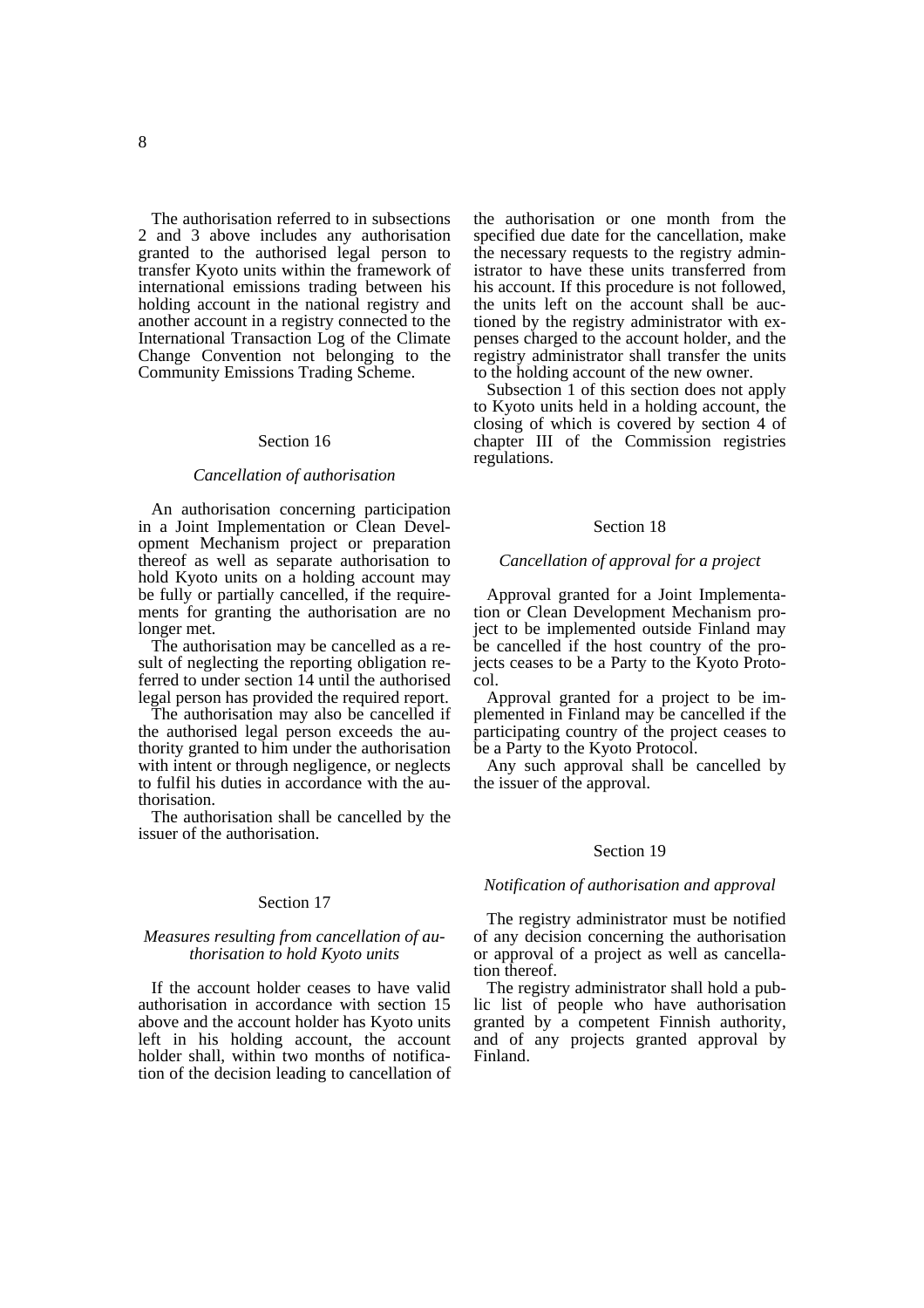The authorisation referred to in subsections 2 and 3 above includes any authorisation granted to the authorised legal person to transfer Kyoto units within the framework of international emissions trading between his holding account in the national registry and another account in a registry connected to the International Transaction Log of the Climate Change Convention not belonging to the Community Emissions Trading Scheme.

### Section 16

#### *Cancellation of authorisation*

An authorisation concerning participation in a Joint Implementation or Clean Development Mechanism project or preparation thereof as well as separate authorisation to hold Kyoto units on a holding account may be fully or partially cancelled, if the requirements for granting the authorisation are no longer met.

The authorisation may be cancelled as a result of neglecting the reporting obligation referred to under section 14 until the authorised legal person has provided the required report.

The authorisation may also be cancelled if the authorised legal person exceeds the authority granted to him under the authorisation with intent or through negligence, or neglects to fulfil his duties in accordance with the authorisation.

The authorisation shall be cancelled by the issuer of the authorisation.

### Section 17

#### *Measures resulting from cancellation of authorisation to hold Kyoto units*

If the account holder ceases to have valid authorisation in accordance with section 15 above and the account holder has Kyoto units left in his holding account, the account holder shall, within two months of notification of the decision leading to cancellation of the authorisation or one month from the specified due date for the cancellation, make the necessary requests to the registry administrator to have these units transferred from his account. If this procedure is not followed, the units left on the account shall be auctioned by the registry administrator with expenses charged to the account holder, and the registry administrator shall transfer the units to the holding account of the new owner.

Subsection 1 of this section does not apply to Kyoto units held in a holding account, the closing of which is covered by section 4 of chapter III of the Commission registries regulations.

### Section 18

#### *Cancellation of approval for a project*

Approval granted for a Joint Implementation or Clean Development Mechanism project to be implemented outside Finland may be cancelled if the host country of the projects ceases to be a Party to the Kyoto Protocol.

Approval granted for a project to be implemented in Finland may be cancelled if the participating country of the project ceases to be a Party to the Kyoto Protocol.

Any such approval shall be cancelled by the issuer of the approval.

### Section 19

#### *Notification of authorisation and approval*

The registry administrator must be notified of any decision concerning the authorisation or approval of a project as well as cancellation thereof.

The registry administrator shall hold a public list of people who have authorisation granted by a competent Finnish authority, and of any projects granted approval by Finland.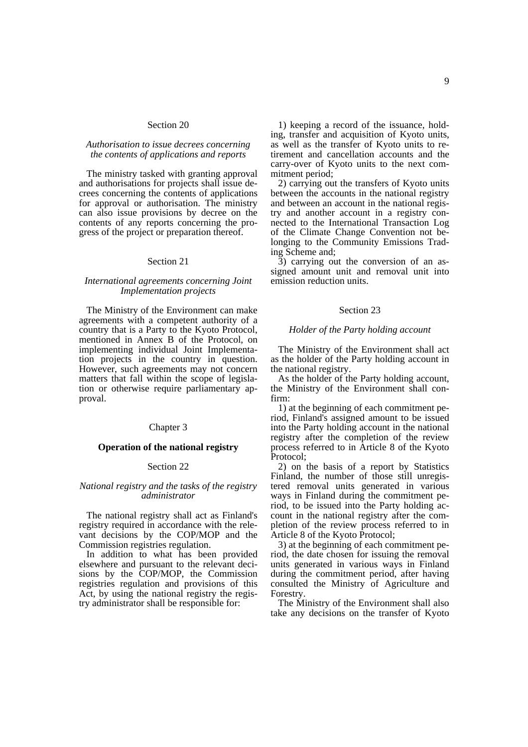Section 20

*Authorisation to issue decrees concerning the contents of applications and reports*

The ministry tasked with granting approval and authorisations for projects shall issue decrees concerning the contents of applications for approval or authorisation. The ministry can also issue provisions by decree on the contents of any reports concerning the progress of the project or preparation thereof.

Section 21

*International agreements concerning Joint Implementation projects*

The Ministry of the Environment can make agreements with a competent authority of a country that is a Party to the Kyoto Protocol, mentioned in Annex B of the Protocol, on implementing individual Joint Implementation projects in the country in question. However, such agreements may not concern matters that fall within the scope of legislation or otherwise require parliamentary approval.

Chapter 3

**Operation of the national registry**

Section 22

*National registry and the tasks of the registry administrator*

The national registry shall act as Finland's registry required in accordance with the relevant decisions by the COP/MOP and the Commission registries regulation.

In addition to what has been provided elsewhere and pursuant to the relevant decisions by the COP/MOP, the Commission registries regulation and provisions of this Act, by using the national registry the registry administrator shall be responsible for:

1) keeping a record of the issuance, holding, transfer and acquisition of Kyoto units, as well as the transfer of Kyoto units to retirement and cancellation accounts and the carry-over of Kyoto units to the next commitment period;

2) carrying out the transfers of Kyoto units between the accounts in the national registry and between an account in the national registry and another account in a registry connected to the International Transaction Log of the Climate Change Convention not belonging to the Community Emissions Trading Scheme and;

3) carrying out the conversion of an assigned amount unit and removal unit into emission reduction units.

Section 23

*Holder of the Party holding account*

The Ministry of the Environment shall act as the holder of the Party holding account in the national registry.

As the holder of the Party holding account, the Ministry of the Environment shall confirm:

1) at the beginning of each commitment period, Finland's assigned amount to be issued into the Party holding account in the national registry after the completion of the review process referred to in Article 8 of the Kyoto Protocol;

2) on the basis of a report by Statistics Finland, the number of those still unregistered removal units generated in various ways in Finland during the commitment period, to be issued into the Party holding account in the national registry after the completion of the review process referred to in Article 8 of the Kyoto Protocol;

3) at the beginning of each commitment period, the date chosen for issuing the removal units generated in various ways in Finland during the commitment period, after having consulted the Ministry of Agriculture and Forestry.

The Ministry of the Environment shall also take any decisions on the transfer of Kyoto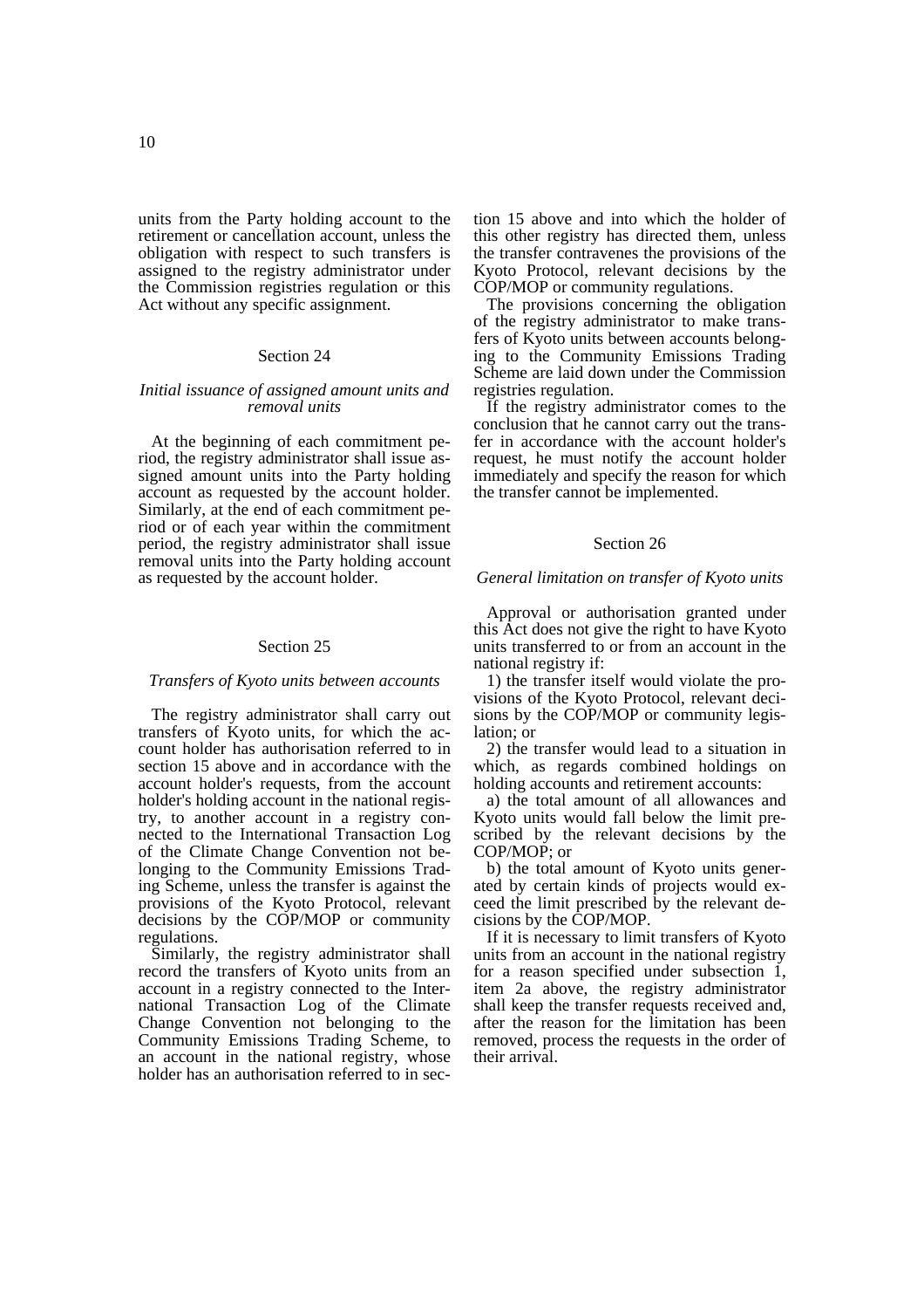units from the Party holding account to the retirement or cancellation account, unless the obligation with respect to such transfers is assigned to the registry administrator under the Commission registries regulation or this Act without any specific assignment.

## Section 24

### *Initial issuance of assigned amount units and removal units*

At the beginning of each commitment period, the registry administrator shall issue assigned amount units into the Party holding account as requested by the account holder. Similarly, at the end of each commitment period or of each year within the commitment period, the registry administrator shall issue removal units into the Party holding account as requested by the account holder.

## Section 25

### *Transfers of Kyoto units between accounts*

The registry administrator shall carry out transfers of Kyoto units, for which the account holder has authorisation referred to in section 15 above and in accordance with the account holder's requests, from the account holder's holding account in the national registry, to another account in a registry connected to the International Transaction Log of the Climate Change Convention not belonging to the Community Emissions Trading Scheme, unless the transfer is against the provisions of the Kyoto Protocol, relevant decisions by the COP/MOP or community regulations.

Similarly, the registry administrator shall record the transfers of Kyoto units from an account in a registry connected to the International Transaction Log of the Climate Change Convention not belonging to the Community Emissions Trading Scheme, to an account in the national registry, whose holder has an authorisation referred to in section 15 above and into which the holder of this other registry has directed them, unless the transfer contravenes the provisions of the Kyoto Protocol, relevant decisions by the COP/MOP or community regulations.

The provisions concerning the obligation of the registry administrator to make transfers of Kyoto units between accounts belonging to the Community Emissions Trading Scheme are laid down under the Commission registries regulation.

If the registry administrator comes to the conclusion that he cannot carry out the transfer in accordance with the account holder's request, he must notify the account holder immediately and specify the reason for which the transfer cannot be implemented.

## Section 26

### *General limitation on transfer of Kyoto units*

Approval or authorisation granted under this Act does not give the right to have Kyoto units transferred to or from an account in the national registry if:

1) the transfer itself would violate the provisions of the Kyoto Protocol, relevant decisions by the COP/MOP or community legislation; or

2) the transfer would lead to a situation in which, as regards combined holdings on holding accounts and retirement accounts:

a) the total amount of all allowances and Kyoto units would fall below the limit prescribed by the relevant decisions by the COP/MOP; or

b) the total amount of Kyoto units generated by certain kinds of projects would exceed the limit prescribed by the relevant decisions by the COP/MOP.

If it is necessary to limit transfers of Kyoto units from an account in the national registry for a reason specified under subsection 1, item 2a above, the registry administrator shall keep the transfer requests received and, after the reason for the limitation has been removed, process the requests in the order of their arrival.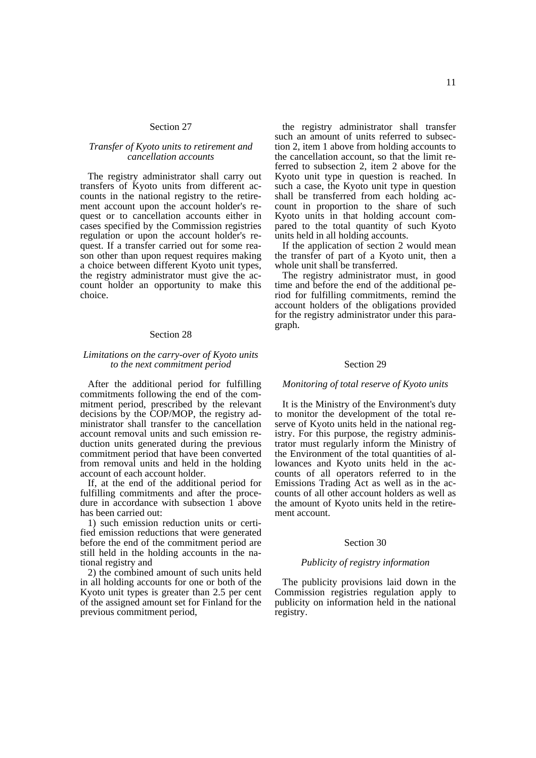## Section 27

### *Transfer of Kyoto units to retirement and cancellation accounts*

The registry administrator shall carry out transfers of Kyoto units from different accounts in the national registry to the retirement account upon the account holder's request or to cancellation accounts either in cases specified by the Commission registries regulation or upon the account holder's request. If a transfer carried out for some reason other than upon request requires making a choice between different Kyoto unit types, the registry administrator must give the account holder an opportunity to make this choice.

## Section 28

### *Limitations on the carry-over of Kyoto units to the next commitment period*

After the additional period for fulfilling commitments following the end of the commitment period, prescribed by the relevant decisions by the COP/MOP, the registry administrator shall transfer to the cancellation account removal units and such emission reduction units generated during the previous commitment period that have been converted from removal units and held in the holding account of each account holder.

If, at the end of the additional period for fulfilling commitments and after the procedure in accordance with subsection 1 above has been carried out:

1) such emission reduction units or certified emission reductions that were generated before the end of the commitment period are still held in the holding accounts in the national registry and

2) the combined amount of such units held in all holding accounts for one or both of the Kyoto unit types is greater than 2.5 per cent of the assigned amount set for Finland for the previous commitment period,

the registry administrator shall transfer such an amount of units referred to subsection 2, item 1 above from holding accounts to the cancellation account, so that the limit referred to subsection 2, item 2 above for the Kyoto unit type in question is reached. In such a case, the Kyoto unit type in question shall be transferred from each holding account in proportion to the share of such Kyoto units in that holding account compared to the total quantity of such Kyoto units held in all holding accounts.

If the application of section 2 would mean the transfer of part of a Kyoto unit, then a whole unit shall be transferred.

The registry administrator must, in good time and before the end of the additional period for fulfilling commitments, remind the account holders of the obligations provided for the registry administrator under this paragraph.

## Section 29

### *Monitoring of total reserve of Kyoto units*

It is the Ministry of the Environment's duty to monitor the development of the total reserve of Kyoto units held in the national registry. For this purpose, the registry administrator must regularly inform the Ministry of the Environment of the total quantities of allowances and Kyoto units held in the accounts of all operators referred to in the Emissions Trading Act as well as in the accounts of all other account holders as well as the amount of Kyoto units held in the retirement account.

## Section 30

### *Publicity of registry information*

The publicity provisions laid down in the Commission registries regulation apply to publicity on information held in the national registry.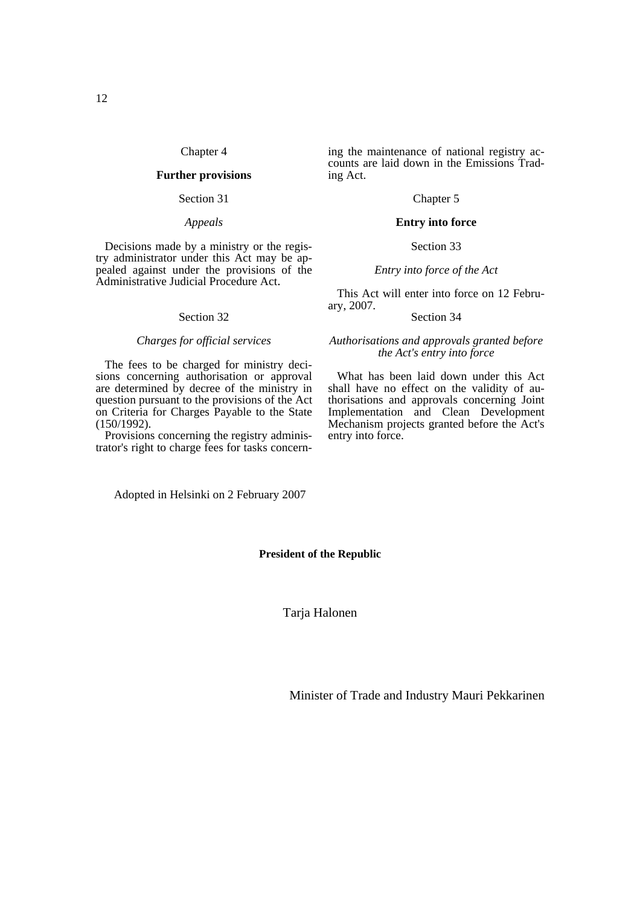## Chapter 4

### Further provisions

#### Section 31

*Appeals*

Decisions made by a ministry or the registry administrator under this Act may be appealed against under the provisions of the Administrative Judicial Procedure Act.

#### Section 32

*Charges for official services*

The fees to be charged for ministry decisions concerning authorisation or approval are determined by decree of the ministry in question pursuant to the provisions of the Act on Criteria for Charges Payable to the State (150/1992).

Provisions concerning the registry administrator's right to charge fees for tasks concerning the maintenance of national registry accounts are laid down in the Emissions Trading Act.

## Chapter 5

### Entry into force

#### Section 33

*Entry into force of the Act*

This Act will enter into force on 12 February, 2007.

#### Section 34

*Authorisations and approvals granted before the Act's entry into force*

What has been laid down under this Act shall have no effect on the validity of authorisations and approvals concerning Joint Implementation and Clean Development Mechanism projects granted before the Act's entry into force.

Adopted in Helsinki on 2 February 2007

**President of the Republic**

Tarja Halonen

Minister of Trade and Industry Mauri Pekkarinen